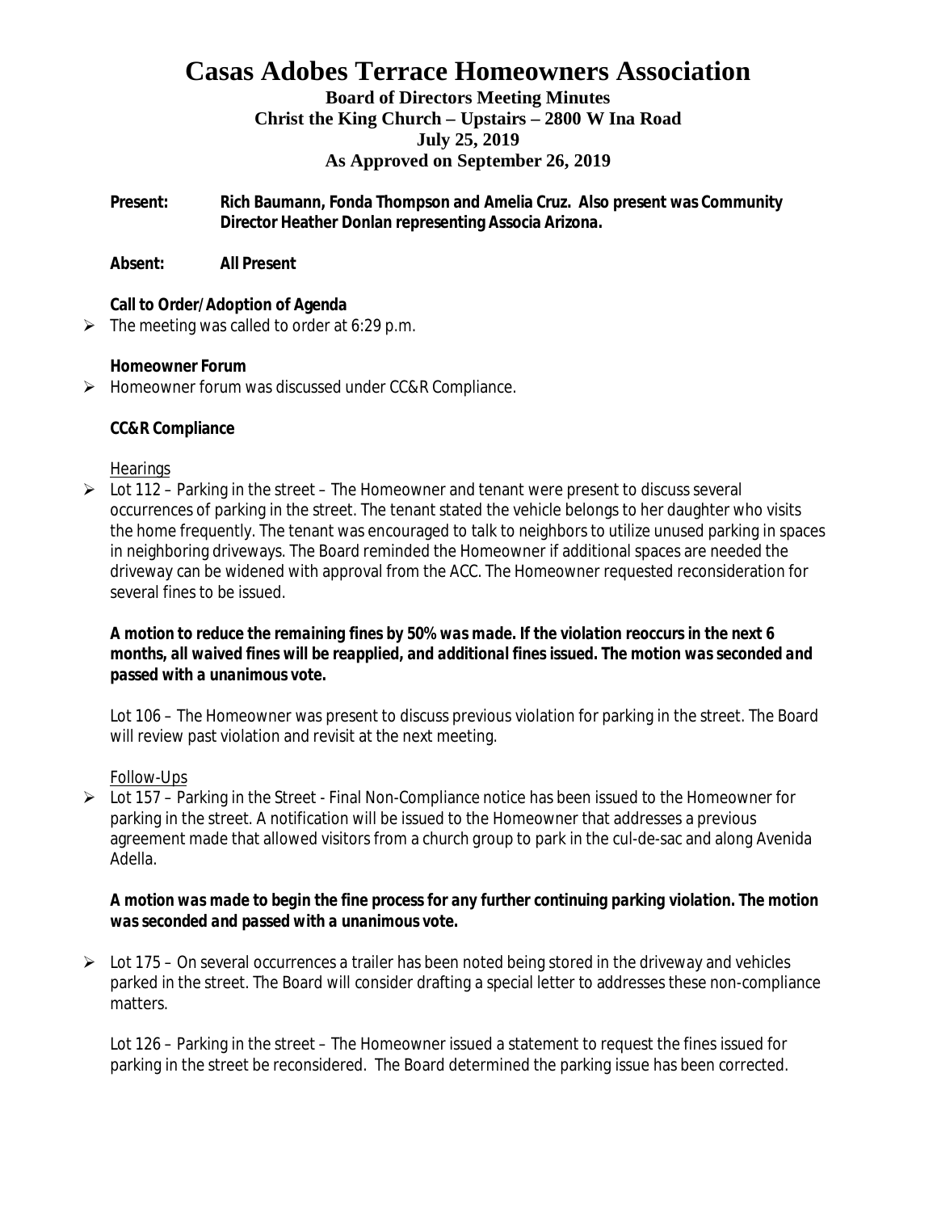# Casas Adobes Terrace Homeowners Association

**Board of Directors Meeting Minutes**
**Christ the King Church – Upstairs – 2800 W Ina Road**
**July 25, 2019**
**As Approved on September 26, 2019**

**Present:** **Rich Baumann, Fonda Thompson and Amelia Cruz. Also present was Community Director Heather Donlan representing Associa Arizona.**

**Absent:** **All Present**

**Call to Order/Adoption of Agenda**

- The meeting was called to order at 6:29 p.m.

**Homeowner Forum**

- Homeowner forum was discussed under CC&R Compliance.

**CC&R Compliance**

Hearings

- Lot 112 – Parking in the street – The Homeowner and tenant were present to discuss several occurrences of parking in the street. The tenant stated the vehicle belongs to her daughter who visits the home frequently. The tenant was encouraged to talk to neighbors to utilize unused parking in spaces in neighboring driveways. The Board reminded the Homeowner if additional spaces are needed the driveway can be widened with approval from the ACC. The Homeowner requested reconsideration for several fines to be issued.

***A motion to reduce the remaining fines by 50% was made. If the violation reoccurs in the next 6 months, all waived fines will be reapplied, and additional fines issued. The motion was seconded and passed with a unanimous vote.***

Lot 106 – The Homeowner was present to discuss previous violation for parking in the street. The Board will review past violation and revisit at the next meeting.

Follow-Ups

- Lot 157 – Parking in the Street - Final Non-Compliance notice has been issued to the Homeowner for parking in the street. A notification will be issued to the Homeowner that addresses a previous agreement made that allowed visitors from a church group to park in the cul-de-sac and along Avenida Adella.

***A motion was made to begin the fine process for any further continuing parking violation. The motion was seconded and passed with a unanimous vote.***

- Lot 175 – On several occurrences a trailer has been noted being stored in the driveway and vehicles parked in the street. The Board will consider drafting a special letter to addresses these non-compliance matters.

Lot 126 – Parking in the street – The Homeowner issued a statement to request the fines issued for parking in the street be reconsidered. The Board determined the parking issue has been corrected.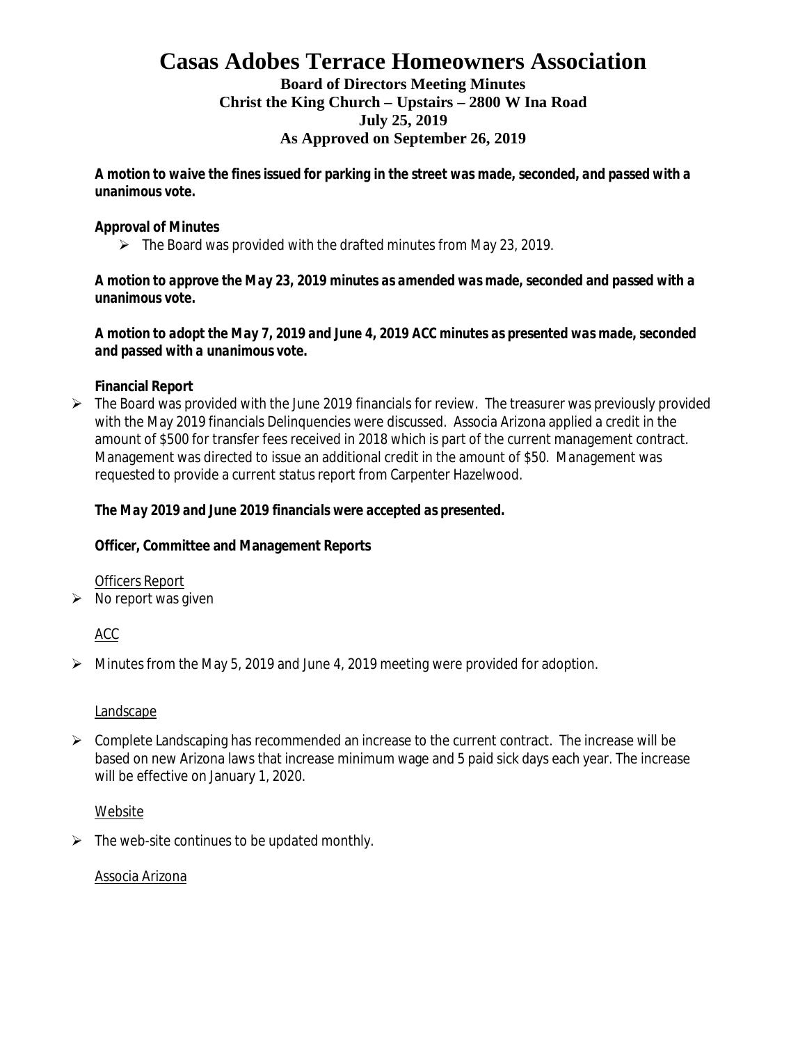# Casas Adobes Terrace Homeowners Association

**Board of Directors Meeting Minutes**
**Christ the King Church – Upstairs – 2800 W Ina Road**
**July 25, 2019**
**As Approved on September 26, 2019**

***A motion to waive the fines issued for parking in the street was made, seconded, and passed with a unanimous vote.***

**Approval of Minutes**

- The Board was provided with the drafted minutes from May 23, 2019.

***A motion to approve the May 23, 2019 minutes as amended was made, seconded and passed with a unanimous vote.***

***A motion to adopt the May 7, 2019 and June 4, 2019 ACC minutes as presented was made, seconded and passed with a unanimous vote.***

**Financial Report**

- The Board was provided with the June 2019 financials for review. The treasurer was previously provided with the May 2019 financials Delinquencies were discussed. Associa Arizona applied a credit in the amount of $500 for transfer fees received in 2018 which is part of the current management contract. Management was directed to issue an additional credit in the amount of $50. Management was requested to provide a current status report from Carpenter Hazelwood.

***The May 2019 and June 2019 financials were accepted as presented.***

**Officer, Committee and Management Reports**

<u>Officers Report</u>

- No report was given

<u>ACC</u>

- Minutes from the May 5, 2019 and June 4, 2019 meeting were provided for adoption.

<u>Landscape</u>

- Complete Landscaping has recommended an increase to the current contract. The increase will be based on new Arizona laws that increase minimum wage and 5 paid sick days each year. The increase will be effective on January 1, 2020.

<u>Website</u>

- The web-site continues to be updated monthly.

<u>Associa Arizona</u>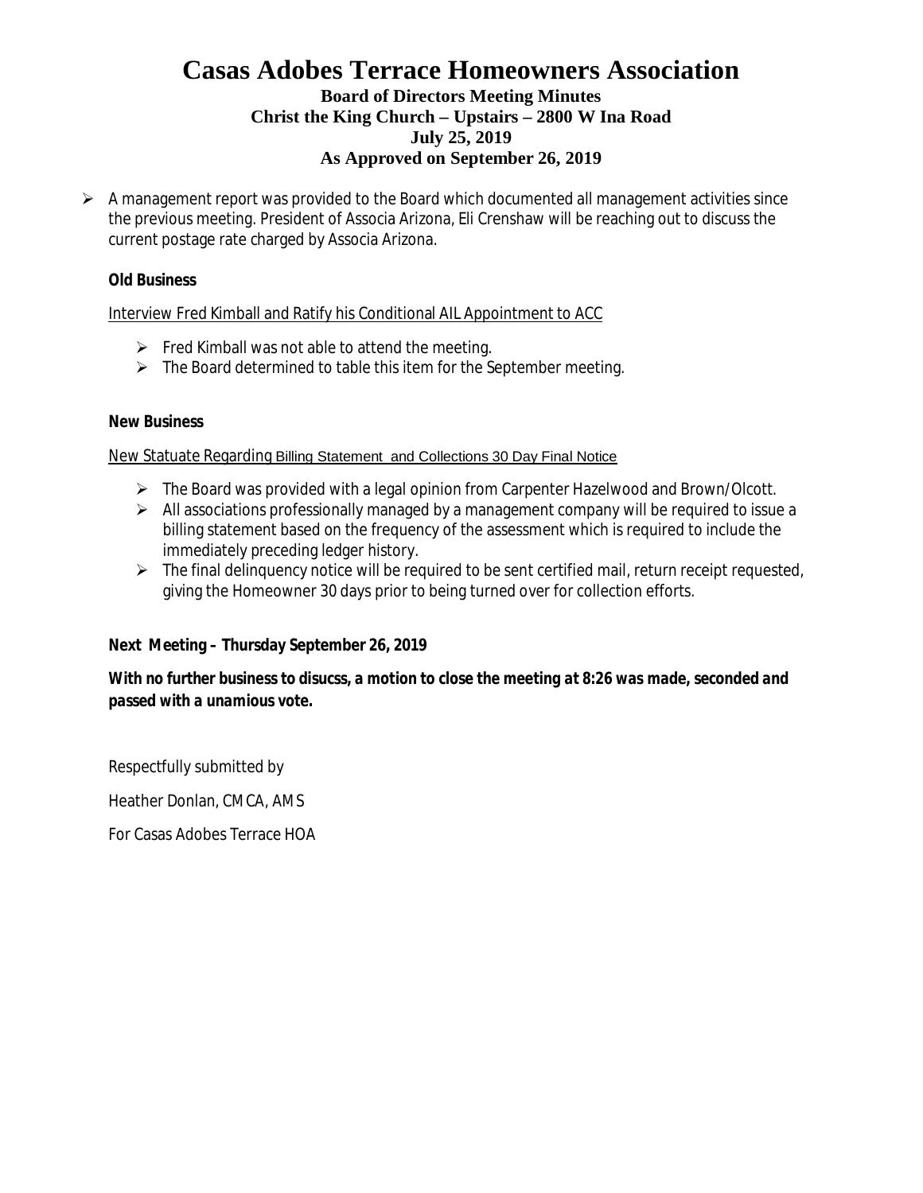# Casas Adobes Terrace Homeowners Association

**Board of Directors Meeting Minutes**
**Christ the King Church – Upstairs – 2800 W Ina Road**
**July 25, 2019**
**As Approved on September 26, 2019**

- A management report was provided to the Board which documented all management activities since the previous meeting. President of Associa Arizona, Eli Crenshaw will be reaching out to discuss the current postage rate charged by Associa Arizona.

**Old Business**

Interview Fred Kimball and Ratify his Conditional AIL Appointment to ACC

- Fred Kimball was not able to attend the meeting.
- The Board determined to table this item for the September meeting.

**New Business**

New Statuate Regarding Billing Statement and Collections 30 Day Final Notice

- The Board was provided with a legal opinion from Carpenter Hazelwood and Brown/Olcott.
- All associations professionally managed by a management company will be required to issue a billing statement based on the frequency of the assessment which is required to include the immediately preceding ledger history.
- The final delinquency notice will be required to be sent certified mail, return receipt requested, giving the Homeowner 30 days prior to being turned over for collection efforts.

**Next Meeting – Thursday September 26, 2019**

**With no further business to disucss, a motion to close the meeting at 8:26 was made, seconded and passed with a unamious vote.**

Respectfully submitted by

Heather Donlan, CMCA, AMS

For Casas Adobes Terrace HOA